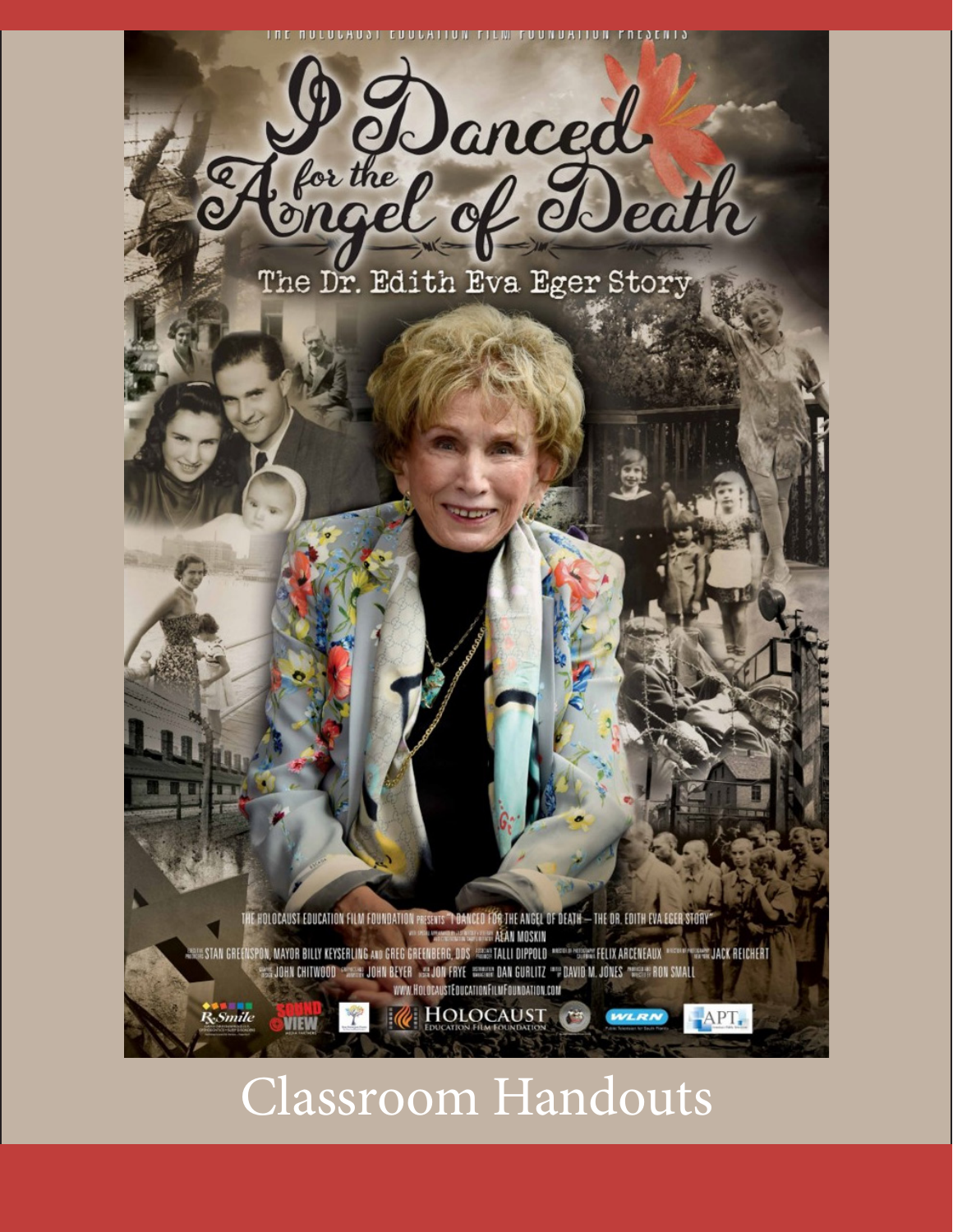THE HOLOCAUST EDUCATION FILM FOUNDATION PRESENTS

# I Danced for the Angel of Death

## The Dr. Edith Eva Eger Story

THE HOLOCAUST EDUCATION FILM FOUNDATION PRESENTS "I DANCED FOR THE ANGEL OF DEATH – THE DR. EDITH EVA EGER STORY"

ALAN MOSKIN

STAN GREENSPON, MAYOR BILLY KEYSERLING AND GREG GREENBERG, DDS TALLI DIPPOLD FELIX ARCENEAUX JACK REICHERT

JOHN CHITWOOD JOHN BEYER JON FRYE DAN GURLITZ DAVID M. JONES RON SMALL

WWW.HOLOCAUSTEDUCATIONFILMFOUNDATION.COM

RxSmile SOUND VIEW HOLOCAUST EDUCATION FILM FOUNDATION WLRN APT

# Classroom Handouts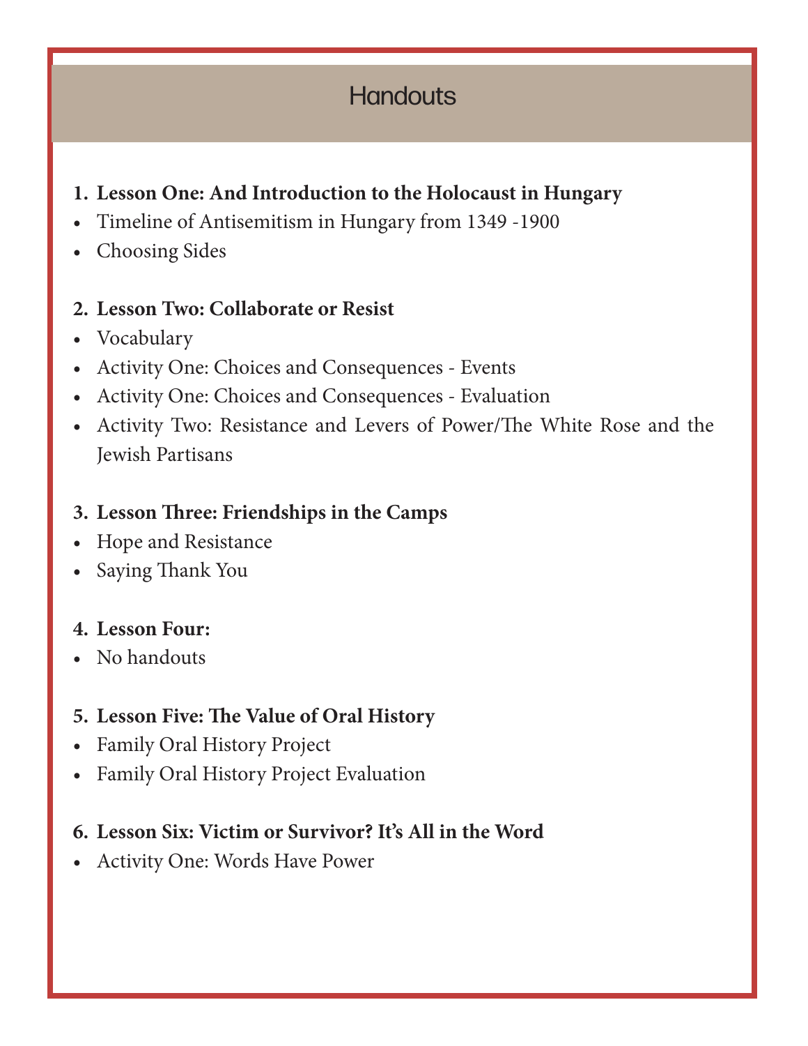# Handouts

1. **Lesson One: And Introduction to the Holocaust in Hungary**
   - Timeline of Antisemitism in Hungary from 1349 -1900
   - Choosing Sides

2. **Lesson Two: Collaborate or Resist**
   - Vocabulary
   - Activity One: Choices and Consequences - Events
   - Activity One: Choices and Consequences - Evaluation
   - Activity Two: Resistance and Levers of Power/The White Rose and the Jewish Partisans

3. **Lesson Three: Friendships in the Camps**
   - Hope and Resistance
   - Saying Thank You

4. **Lesson Four:**
   - No handouts

5. **Lesson Five: The Value of Oral History**
   - Family Oral History Project
   - Family Oral History Project Evaluation

6. **Lesson Six: Victim or Survivor? It's All in the Word**
   - Activity One: Words Have Power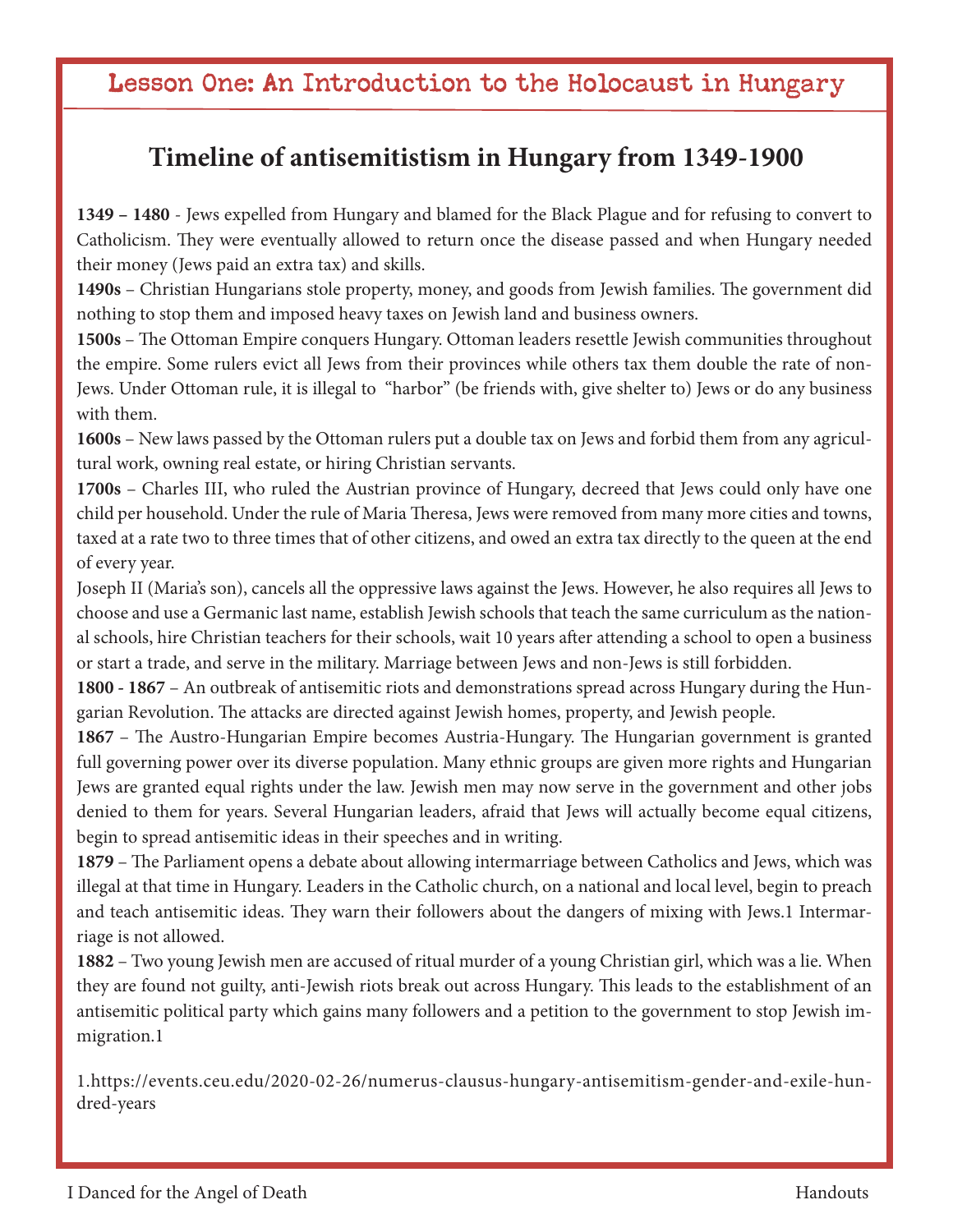# Lesson One: An Introduction to the Holocaust in Hungary

## Timeline of antisemitistism in Hungary from 1349-1900

**1349 – 1480** - Jews expelled from Hungary and blamed for the Black Plague and for refusing to convert to Catholicism. They were eventually allowed to return once the disease passed and when Hungary needed their money (Jews paid an extra tax) and skills.

**1490s** – Christian Hungarians stole property, money, and goods from Jewish families. The government did nothing to stop them and imposed heavy taxes on Jewish land and business owners.

**1500s** – The Ottoman Empire conquers Hungary. Ottoman leaders resettle Jewish communities throughout the empire. Some rulers evict all Jews from their provinces while others tax them double the rate of non-Jews. Under Ottoman rule, it is illegal to "harbor" (be friends with, give shelter to) Jews or do any business with them.

**1600s** – New laws passed by the Ottoman rulers put a double tax on Jews and forbid them from any agricultural work, owning real estate, or hiring Christian servants.

**1700s** – Charles III, who ruled the Austrian province of Hungary, decreed that Jews could only have one child per household. Under the rule of Maria Theresa, Jews were removed from many more cities and towns, taxed at a rate two to three times that of other citizens, and owed an extra tax directly to the queen at the end of every year.

Joseph II (Maria's son), cancels all the oppressive laws against the Jews. However, he also requires all Jews to choose and use a Germanic last name, establish Jewish schools that teach the same curriculum as the national schools, hire Christian teachers for their schools, wait 10 years after attending a school to open a business or start a trade, and serve in the military. Marriage between Jews and non-Jews is still forbidden.

**1800 - 1867** – An outbreak of antisemitic riots and demonstrations spread across Hungary during the Hungarian Revolution. The attacks are directed against Jewish homes, property, and Jewish people.

**1867** – The Austro-Hungarian Empire becomes Austria-Hungary. The Hungarian government is granted full governing power over its diverse population. Many ethnic groups are given more rights and Hungarian Jews are granted equal rights under the law. Jewish men may now serve in the government and other jobs denied to them for years. Several Hungarian leaders, afraid that Jews will actually become equal citizens, begin to spread antisemitic ideas in their speeches and in writing.

**1879** – The Parliament opens a debate about allowing intermarriage between Catholics and Jews, which was illegal at that time in Hungary. Leaders in the Catholic church, on a national and local level, begin to preach and teach antisemitic ideas. They warn their followers about the dangers of mixing with Jews.[1] Intermarriage is not allowed.

**1882** – Two young Jewish men are accused of ritual murder of a young Christian girl, which was a lie. When they are found not guilty, anti-Jewish riots break out across Hungary. This leads to the establishment of an antisemitic political party which gains many followers and a petition to the government to stop Jewish immigration.[1]

1. https://events.ceu.edu/2020-02-26/numerus-clausus-hungary-antisemitism-gender-and-exile-hundred-years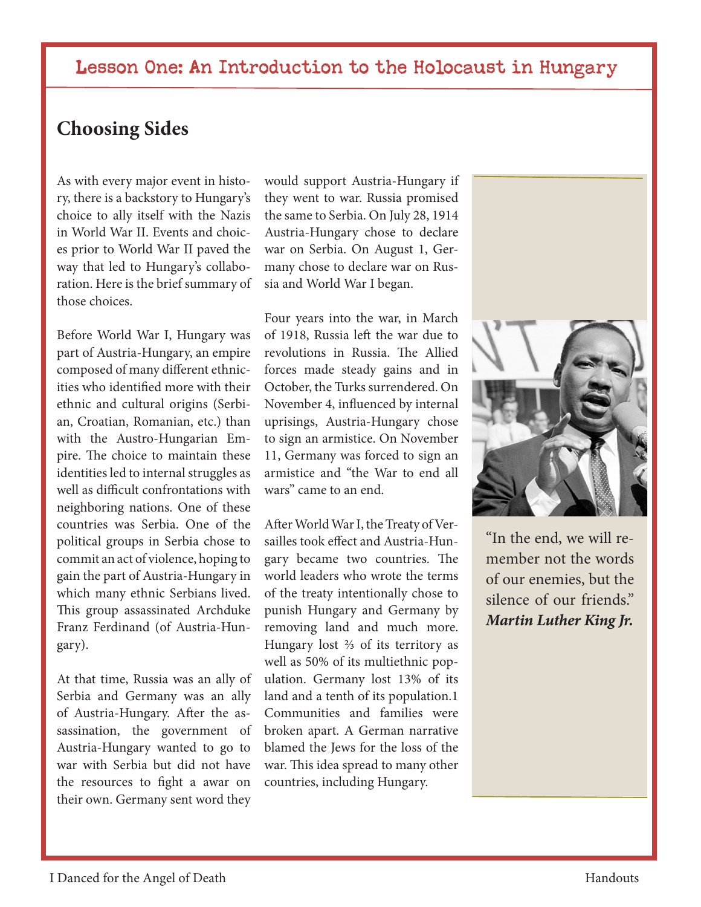## Choosing Sides

As with every major event in history, there is a backstory to Hungary's choice to ally itself with the Nazis in World War II. Events and choices prior to World War II paved the way that led to Hungary's collaboration. Here is the brief summary of those choices.

Before World War I, Hungary was part of Austria-Hungary, an empire composed of many different ethnicities who identified more with their ethnic and cultural origins (Serbian, Croatian, Romanian, etc.) than with the Austro-Hungarian Empire. The choice to maintain these identities led to internal struggles as well as difficult confrontations with neighboring nations. One of these countries was Serbia. One of the political groups in Serbia chose to commit an act of violence, hoping to gain the part of Austria-Hungary in which many ethnic Serbians lived. This group assassinated Archduke Franz Ferdinand (of Austria-Hungary).

At that time, Russia was an ally of Serbia and Germany was an ally of Austria-Hungary. After the assassination, the government of Austria-Hungary wanted to go to war with Serbia but did not have the resources to fight a awar on their own. Germany sent word they would support Austria-Hungary if they went to war. Russia promised the same to Serbia. On July 28, 1914 Austria-Hungary chose to declare war on Serbia. On August 1, Germany chose to declare war on Russia and World War I began.

Four years into the war, in March of 1918, Russia left the war due to revolutions in Russia. The Allied forces made steady gains and in October, the Turks surrendered. On November 4, influenced by internal uprisings, Austria-Hungary chose to sign an armistice. On November 11, Germany was forced to sign an armistice and "the War to end all wars" came to an end.

After World War I, the Treaty of Versailles took effect and Austria-Hungary became two countries. The world leaders who wrote the terms of the treaty intentionally chose to punish Hungary and Germany by removing land and much more. Hungary lost ⅔ of its territory as well as 50% of its multiethnic population. Germany lost 13% of its land and a tenth of its population.[1] Communities and families were broken apart. A German narrative blamed the Jews for the loss of the war. This idea spread to many other countries, including Hungary.

"In the end, we will remember not the words of our enemies, but the silence of our friends."
***Martin Luther King Jr.***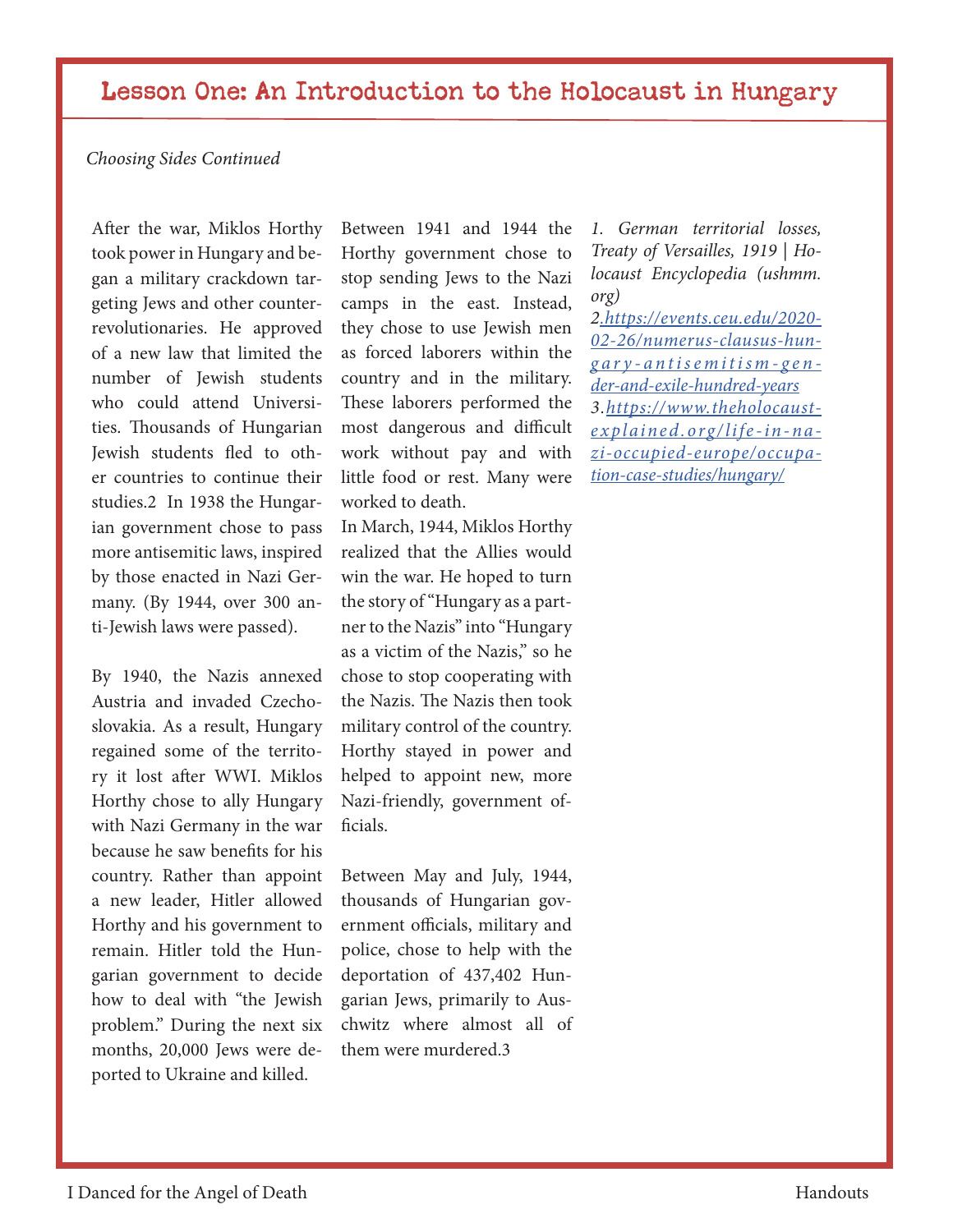# Lesson One: An Introduction to the Holocaust in Hungary

*Choosing Sides Continued*

After the war, Miklos Horthy took power in Hungary and began a military crackdown targeting Jews and other counter-revolutionaries. He approved of a new law that limited the number of Jewish students who could attend Universities. Thousands of Hungarian Jewish students fled to other countries to continue their studies.2 In 1938 the Hungarian government chose to pass more antisemitic laws, inspired by those enacted in Nazi Germany. (By 1944, over 300 anti-Jewish laws were passed).

By 1940, the Nazis annexed Austria and invaded Czechoslovakia. As a result, Hungary regained some of the territory it lost after WWI. Miklos Horthy chose to ally Hungary with Nazi Germany in the war because he saw benefits for his country. Rather than appoint a new leader, Hitler allowed Horthy and his government to remain. Hitler told the Hungarian government to decide how to deal with "the Jewish problem." During the next six months, 20,000 Jews were deported to Ukraine and killed.

Between 1941 and 1944 the Horthy government chose to stop sending Jews to the Nazi camps in the east. Instead, they chose to use Jewish men as forced laborers within the country and in the military. These laborers performed the most dangerous and difficult work without pay and with little food or rest. Many were worked to death.

In March, 1944, Miklos Horthy realized that the Allies would win the war. He hoped to turn the story of "Hungary as a partner to the Nazis" into "Hungary as a victim of the Nazis," so he chose to stop cooperating with the Nazis. The Nazis then took military control of the country. Horthy stayed in power and helped to appoint new, more Nazi-friendly, government officials.

Between May and July, 1944, thousands of Hungarian government officials, military and police, chose to help with the deportation of 437,402 Hungarian Jews, primarily to Auschwitz where almost all of them were murdered.3

*1. German territorial losses, Treaty of Versailles, 1919 | Holocaust Encyclopedia (ushmm.org)*

*2. https://events.ceu.edu/2020-02-26/numerus-clausus-hungary-antisemitism-gender-and-exile-hundred-years*

*3. https://www.theholocaustexplained.org/life-in-nazi-occupied-europe/occupation-case-studies/hungary/*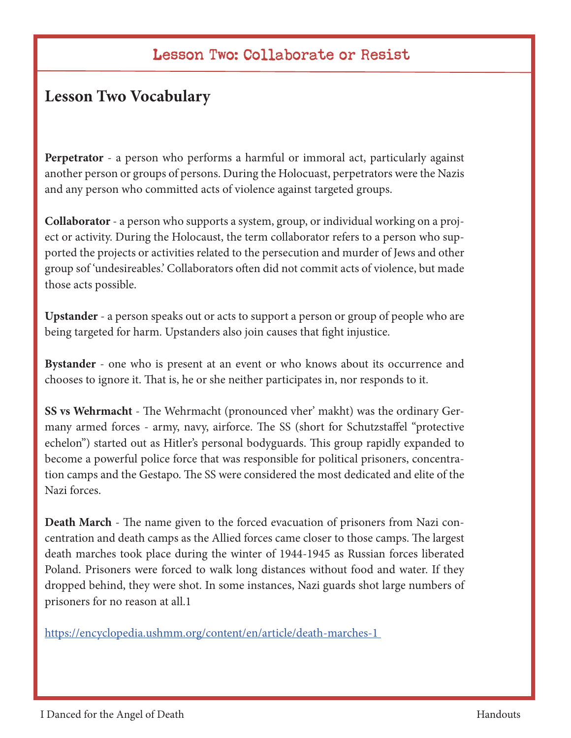## Lesson Two: Collaborate or Resist

# Lesson Two Vocabulary

**Perpetrator** - a person who performs a harmful or immoral act, particularly against another person or groups of persons. During the Holocaust, perpetrators were the Nazis and any person who committed acts of violence against targeted groups.

**Collaborator** - a person who supports a system, group, or individual working on a project or activity. During the Holocaust, the term collaborator refers to a person who supported the projects or activities related to the persecution and murder of Jews and other group sof 'undesireables.' Collaborators often did not commit acts of violence, but made those acts possible.

**Upstander** - a person speaks out or acts to support a person or group of people who are being targeted for harm. Upstanders also join causes that fight injustice.

**Bystander** - one who is present at an event or who knows about its occurrence and chooses to ignore it. That is, he or she neither participates in, nor responds to it.

**SS vs Wehrmacht** - The Wehrmacht (pronounced vher' makht) was the ordinary Germany armed forces - army, navy, airforce. The SS (short for Schutzstaffel "protective echelon") started out as Hitler's personal bodyguards. This group rapidly expanded to become a powerful police force that was responsible for political prisoners, concentration camps and the Gestapo. The SS were considered the most dedicated and elite of the Nazi forces.

**Death March** - The name given to the forced evacuation of prisoners from Nazi concentration and death camps as the Allied forces came closer to those camps. The largest death marches took place during the winter of 1944-1945 as Russian forces liberated Poland. Prisoners were forced to walk long distances without food and water. If they dropped behind, they were shot. In some instances, Nazi guards shot large numbers of prisoners for no reason at all.[1]

[https://encyclopedia.ushmm.org/content/en/article/death-marches-1](https://encyclopedia.ushmm.org/content/en/article/death-marches-1)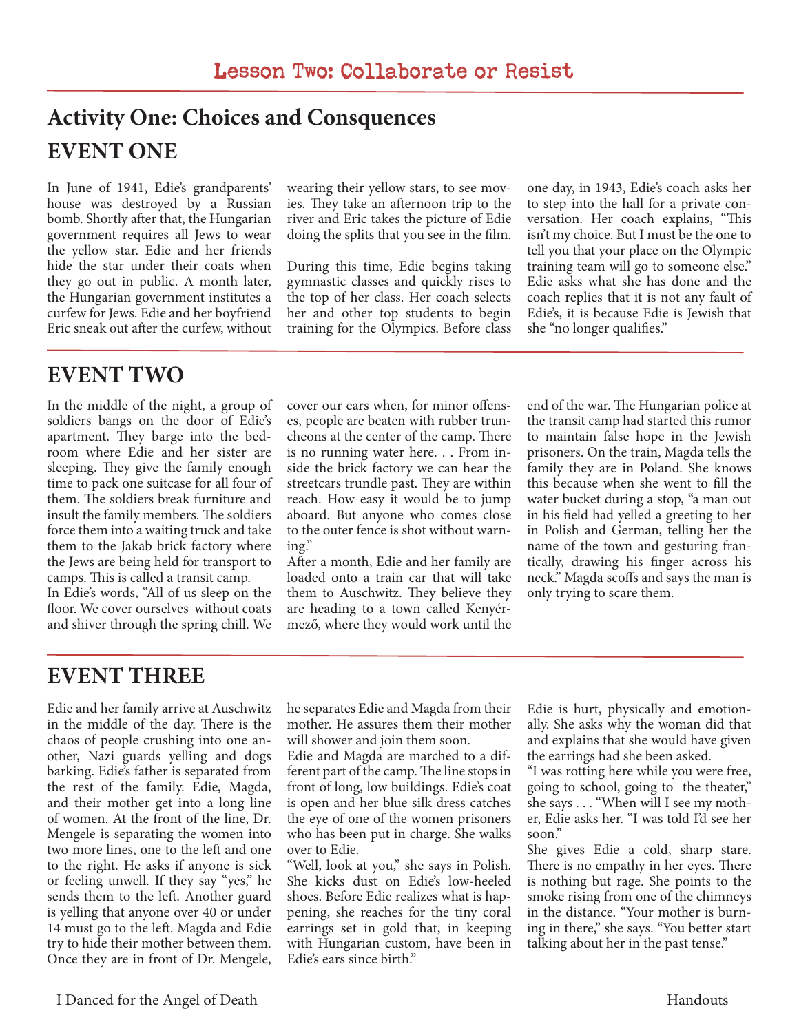# Lesson Two: Collaborate or Resist

## Activity One: Choices and Consquences

## EVENT ONE

In June of 1941, Edie's grandparents' house was destroyed by a Russian bomb. Shortly after that, the Hungarian government requires all Jews to wear the yellow star. Edie and her friends hide the star under their coats when they go out in public. A month later, the Hungarian government institutes a curfew for Jews. Edie and her boyfriend Eric sneak out after the curfew, without wearing their yellow stars, to see movies. They take an afternoon trip to the river and Eric takes the picture of Edie doing the splits that you see in the film.

During this time, Edie begins taking gymnastic classes and quickly rises to the top of her class. Her coach selects her and other top students to begin training for the Olympics. Before class one day, in 1943, Edie's coach asks her to step into the hall for a private conversation. Her coach explains, "This isn't my choice. But I must be the one to tell you that your place on the Olympic training team will go to someone else." Edie asks what she has done and the coach replies that it is not any fault of Edie's, it is because Edie is Jewish that she "no longer qualifies."

## EVENT TWO

In the middle of the night, a group of soldiers bangs on the door of Edie's apartment. They barge into the bedroom where Edie and her sister are sleeping. They give the family enough time to pack one suitcase for all four of them. The soldiers break furniture and insult the family members. The soldiers force them into a waiting truck and take them to the Jakab brick factory where the Jews are being held for transport to camps. This is called a transit camp.

In Edie's words, "All of us sleep on the floor. We cover ourselves without coats and shiver through the spring chill. We cover our ears when, for minor offenses, people are beaten with rubber truncheons at the center of the camp. There is no running water here. . . From inside the brick factory we can hear the streetcars trundle past. They are within reach. How easy it would be to jump aboard. But anyone who comes close to the outer fence is shot without warning."

After a month, Edie and her family are loaded onto a train car that will take them to Auschwitz. They believe they are heading to a town called Kenyérmező, where they would work until the end of the war. The Hungarian police at the transit camp had started this rumor to maintain false hope in the Jewish prisoners. On the train, Magda tells the family they are in Poland. She knows this because when she went to fill the water bucket during a stop, "a man out in his field had yelled a greeting to her in Polish and German, telling her the name of the town and gesturing frantically, drawing his finger across his neck." Magda scoffs and says the man is only trying to scare them.

## EVENT THREE

Edie and her family arrive at Auschwitz in the middle of the day. There is the chaos of people crushing into one another, Nazi guards yelling and dogs barking. Edie's father is separated from the rest of the family. Edie, Magda, and their mother get into a long line of women. At the front of the line, Dr. Mengele is separating the women into two more lines, one to the left and one to the right. He asks if anyone is sick or feeling unwell. If they say "yes," he sends them to the left. Another guard is yelling that anyone over 40 or under 14 must go to the left. Magda and Edie try to hide their mother between them. Once they are in front of Dr. Mengele, he separates Edie and Magda from their mother. He assures them their mother will shower and join them soon.

Edie and Magda are marched to a different part of the camp. The line stops in front of long, low buildings. Edie's coat is open and her blue silk dress catches the eye of one of the women prisoners who has been put in charge. She walks over to Edie.

"Well, look at you," she says in Polish. She kicks dust on Edie's low-heeled shoes. Before Edie realizes what is happening, she reaches for the tiny coral earrings set in gold that, in keeping with Hungarian custom, have been in Edie's ears since birth."

Edie is hurt, physically and emotionally. She asks why the woman did that and explains that she would have given the earrings had she been asked.

"I was rotting here while you were free, going to school, going to the theater," she says . . . "When will I see my mother, Edie asks her. "I was told I'd see her soon."

She gives Edie a cold, sharp stare. There is no empathy in her eyes. There is nothing but rage. She points to the smoke rising from one of the chimneys in the distance. "Your mother is burning in there," she says. "You better start talking about her in the past tense."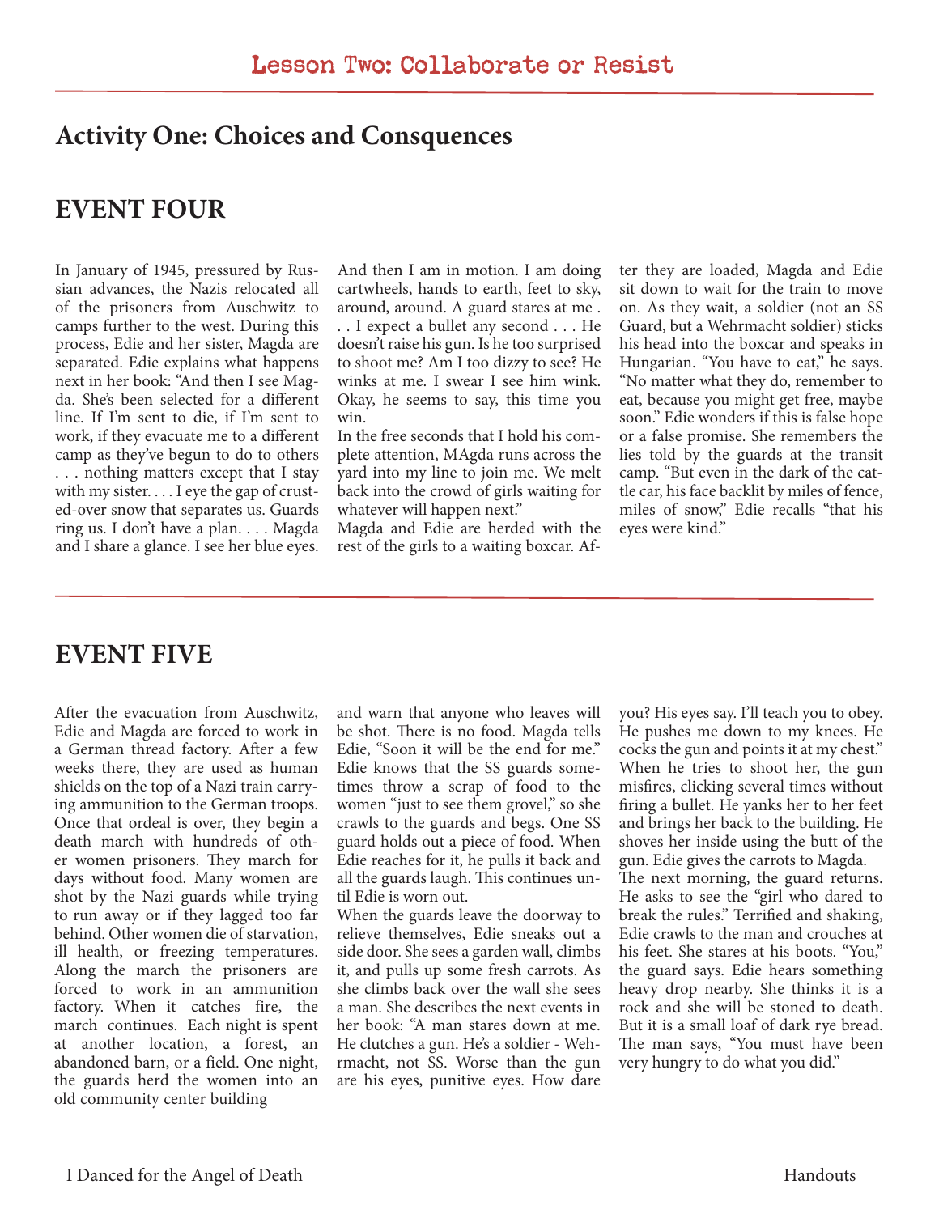# Lesson Two: Collaborate or Resist

## Activity One: Choices and Consquences

## EVENT FOUR

In January of 1945, pressured by Russian advances, the Nazis relocated all of the prisoners from Auschwitz to camps further to the west. During this process, Edie and her sister, Magda are separated. Edie explains what happens next in her book: "And then I see Magda. She's been selected for a different line. If I'm sent to die, if I'm sent to work, if they evacuate me to a different camp as they've begun to do to others . . . nothing matters except that I stay with my sister. . . . I eye the gap of crusted-over snow that separates us. Guards ring us. I don't have a plan. . . . Magda and I share a glance. I see her blue eyes. And then I am in motion. I am doing cartwheels, hands to earth, feet to sky, around, around. A guard stares at me . . . I expect a bullet any second . . . He doesn't raise his gun. Is he too surprised to shoot me? Am I too dizzy to see? He winks at me. I swear I see him wink. Okay, he seems to say, this time you win.

In the free seconds that I hold his complete attention, MAgda runs across the yard into my line to join me. We melt back into the crowd of girls waiting for whatever will happen next."

Magda and Edie are herded with the rest of the girls to a waiting boxcar. After they are loaded, Magda and Edie sit down to wait for the train to move on. As they wait, a soldier (not an SS Guard, but a Wehrmacht soldier) sticks his head into the boxcar and speaks in Hungarian. "You have to eat," he says. "No matter what they do, remember to eat, because you might get free, maybe soon." Edie wonders if this is false hope or a false promise. She remembers the lies told by the guards at the transit camp. "But even in the dark of the cattle car, his face backlit by miles of fence, miles of snow," Edie recalls "that his eyes were kind."

## EVENT FIVE

After the evacuation from Auschwitz, Edie and Magda are forced to work in a German thread factory. After a few weeks there, they are used as human shields on the top of a Nazi train carrying ammunition to the German troops. Once that ordeal is over, they begin a death march with hundreds of other women prisoners. They march for days without food. Many women are shot by the Nazi guards while trying to run away or if they lagged too far behind. Other women die of starvation, ill health, or freezing temperatures. Along the march the prisoners are forced to work in an ammunition factory. When it catches fire, the march continues. Each night is spent at another location, a forest, an abandoned barn, or a field. One night, the guards herd the women into an old community center building and warn that anyone who leaves will be shot. There is no food. Magda tells Edie, "Soon it will be the end for me." Edie knows that the SS guards sometimes throw a scrap of food to the women "just to see them grovel," so she crawls to the guards and begs. One SS guard holds out a piece of food. When Edie reaches for it, he pulls it back and all the guards laugh. This continues until Edie is worn out.

When the guards leave the doorway to relieve themselves, Edie sneaks out a side door. She sees a garden wall, climbs it, and pulls up some fresh carrots. As she climbs back over the wall she sees a man. She describes the next events in her book: "A man stares down at me. He clutches a gun. He's a soldier - Wehrmacht, not SS. Worse than the gun are his eyes, punitive eyes. How dare you? His eyes say. I'll teach you to obey. He pushes me down to my knees. He cocks the gun and points it at my chest." When he tries to shoot her, the gun misfires, clicking several times without firing a bullet. He yanks her to her feet and brings her back to the building. He shoves her inside using the butt of the gun. Edie gives the carrots to Magda.

The next morning, the guard returns. He asks to see the "girl who dared to break the rules." Terrified and shaking, Edie crawls to the man and crouches at his feet. She stares at his boots. "You," the guard says. Edie hears something heavy drop nearby. She thinks it is a rock and she will be stoned to death. But it is a small loaf of dark rye bread. The man says, "You must have been very hungry to do what you did."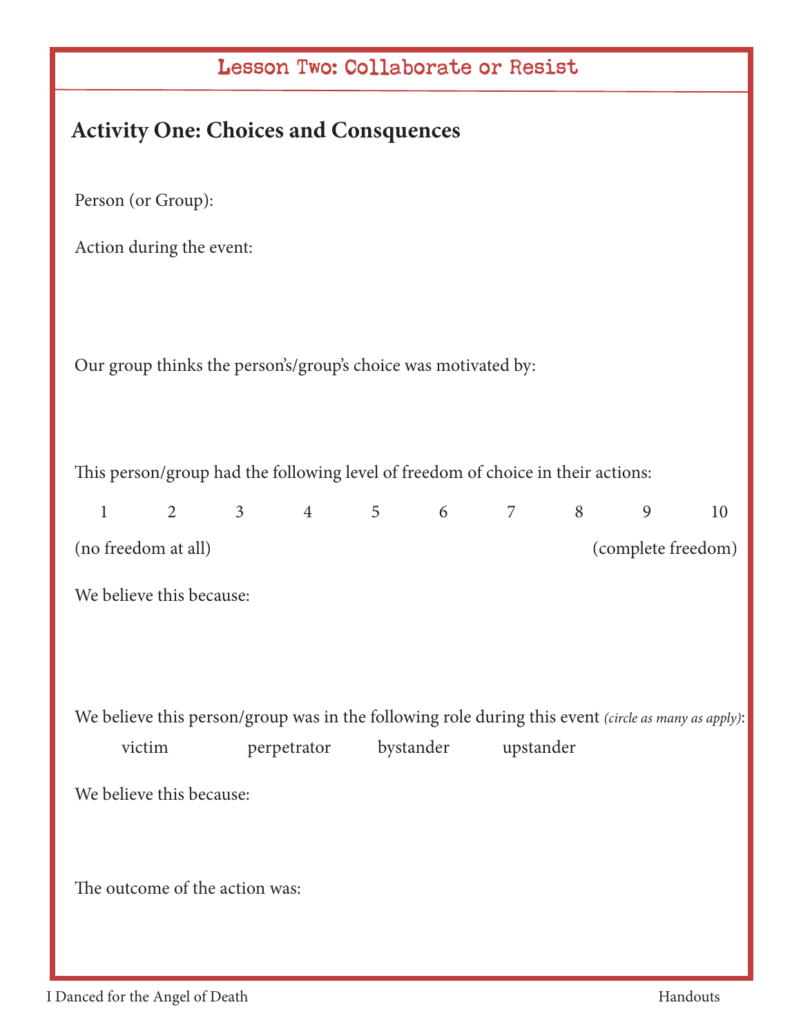## Lesson Two: Collaborate or Resist

### Activity One: Choices and Consquences

Person (or Group):

Action during the event:

Our group thinks the person's/group's choice was motivated by:

This person/group had the following level of freedom of choice in their actions:

1 2 3 4 5 6 7 8 9 10

(no freedom at all) (complete freedom)

We believe this because:

We believe this person/group was in the following role during this event *(circle as many as apply)*:

victim perpetrator bystander upstander

We believe this because:

The outcome of the action was: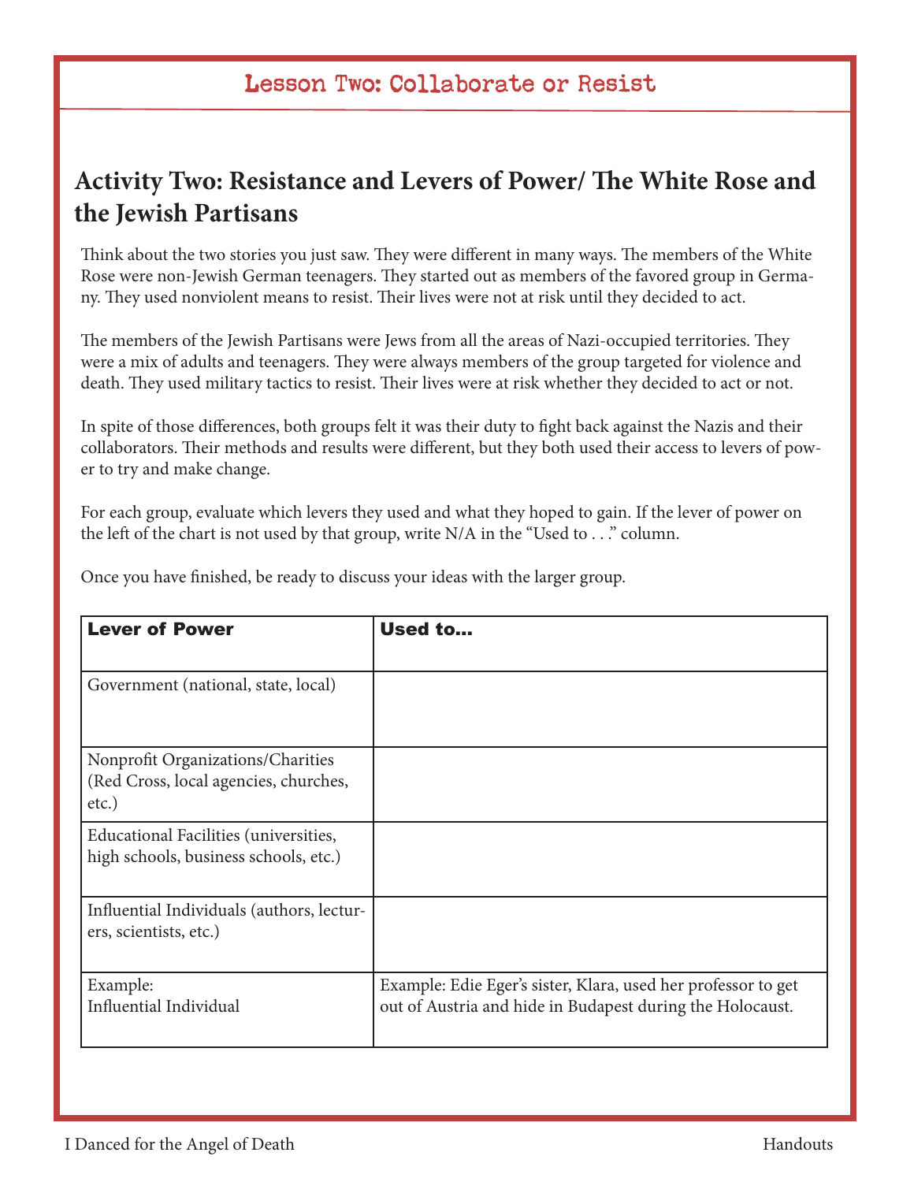## Lesson Two: Collaborate or Resist

### Activity Two: Resistance and Levers of Power/ The White Rose and the Jewish Partisans

Think about the two stories you just saw. They were different in many ways. The members of the White Rose were non-Jewish German teenagers. They started out as members of the favored group in Germany. They used nonviolent means to resist. Their lives were not at risk until they decided to act.

The members of the Jewish Partisans were Jews from all the areas of Nazi-occupied territories. They were a mix of adults and teenagers. They were always members of the group targeted for violence and death. They used military tactics to resist. Their lives were at risk whether they decided to act or not.

In spite of those differences, both groups felt it was their duty to fight back against the Nazis and their collaborators. Their methods and results were different, but they both used their access to levers of power to try and make change.

For each group, evaluate which levers they used and what they hoped to gain. If the lever of power on the left of the chart is not used by that group, write N/A in the "Used to . . ." column.

Once you have finished, be ready to discuss your ideas with the larger group.

| **Lever of Power** | **Used to...** |
|---|---|
| Government (national, state, local) | |
| Nonprofit Organizations/Charities (Red Cross, local agencies, churches, etc.) | |
| Educational Facilities (universities, high schools, business schools, etc.) | |
| Influential Individuals (authors, lecturers, scientists, etc.) | |
| Example: Influential Individual | Example: Edie Eger's sister, Klara, used her professor to get out of Austria and hide in Budapest during the Holocaust. |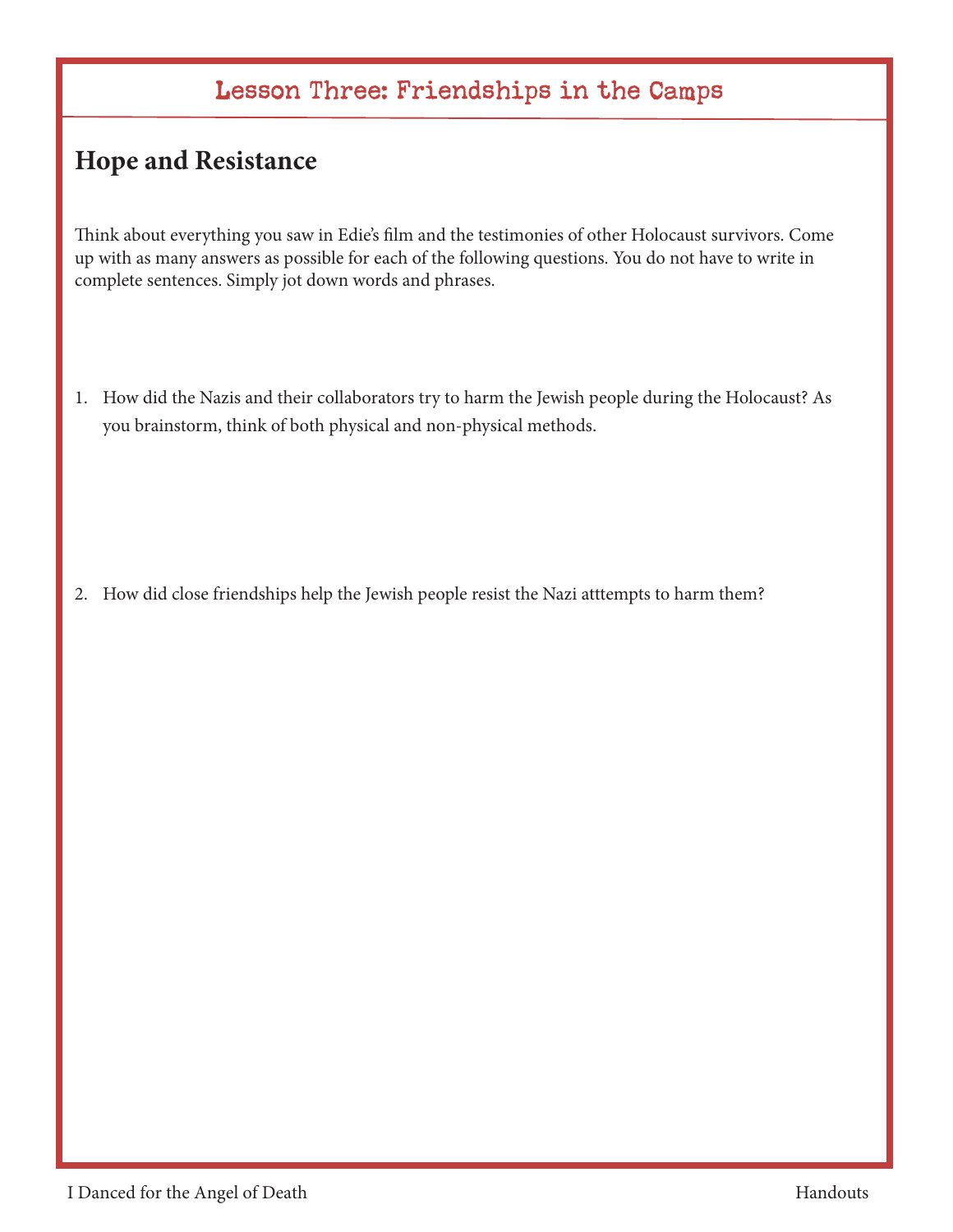# Lesson Three: Friendships in the Camps

## Hope and Resistance

Think about everything you saw in Edie's film and the testimonies of other Holocaust survivors. Come up with as many answers as possible for each of the following questions. You do not have to write in complete sentences. Simply jot down words and phrases.

1. How did the Nazis and their collaborators try to harm the Jewish people during the Holocaust? As you brainstorm, think of both physical and non-physical methods.

2. How did close friendships help the Jewish people resist the Nazi atttempts to harm them?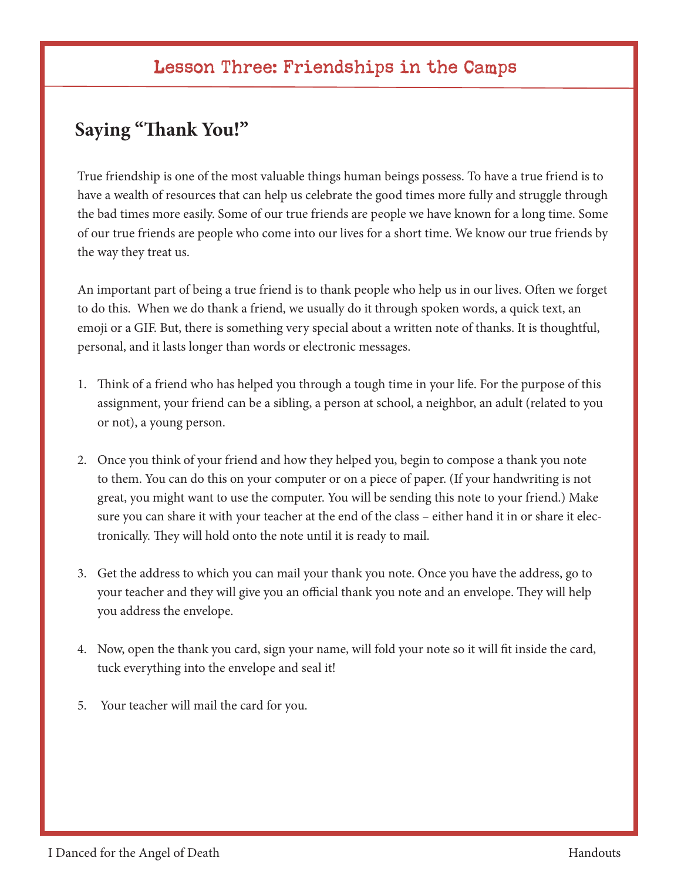## Lesson Three: Friendships in the Camps

### Saying "Thank You!"

True friendship is one of the most valuable things human beings possess. To have a true friend is to have a wealth of resources that can help us celebrate the good times more fully and struggle through the bad times more easily. Some of our true friends are people we have known for a long time. Some of our true friends are people who come into our lives for a short time. We know our true friends by the way they treat us.

An important part of being a true friend is to thank people who help us in our lives. Often we forget to do this. When we do thank a friend, we usually do it through spoken words, a quick text, an emoji or a GIF. But, there is something very special about a written note of thanks. It is thoughtful, personal, and it lasts longer than words or electronic messages.

1. Think of a friend who has helped you through a tough time in your life. For the purpose of this assignment, your friend can be a sibling, a person at school, a neighbor, an adult (related to you or not), a young person.

2. Once you think of your friend and how they helped you, begin to compose a thank you note to them. You can do this on your computer or on a piece of paper. (If your handwriting is not great, you might want to use the computer. You will be sending this note to your friend.) Make sure you can share it with your teacher at the end of the class – either hand it in or share it electronically. They will hold onto the note until it is ready to mail.

3. Get the address to which you can mail your thank you note. Once you have the address, go to your teacher and they will give you an official thank you note and an envelope. They will help you address the envelope.

4. Now, open the thank you card, sign your name, will fold your note so it will fit inside the card, tuck everything into the envelope and seal it!

5. Your teacher will mail the card for you.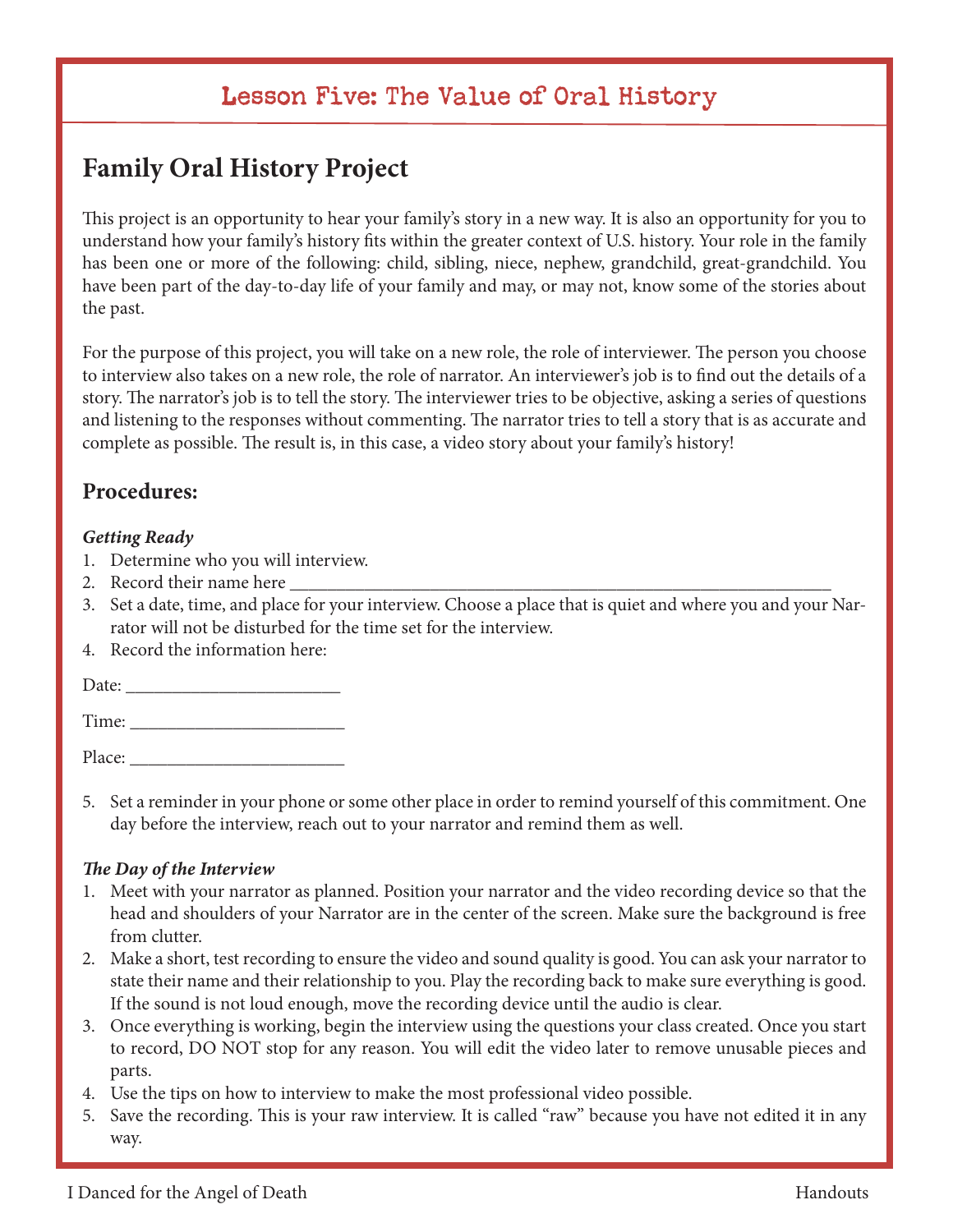## Lesson Five: The Value of Oral History

# Family Oral History Project

This project is an opportunity to hear your family's story in a new way. It is also an opportunity for you to understand how your family's history fits within the greater context of U.S. history. Your role in the family has been one or more of the following: child, sibling, niece, nephew, grandchild, great-grandchild. You have been part of the day-to-day life of your family and may, or may not, know some of the stories about the past.

For the purpose of this project, you will take on a new role, the role of interviewer. The person you choose to interview also takes on a new role, the role of narrator. An interviewer's job is to find out the details of a story. The narrator's job is to tell the story. The interviewer tries to be objective, asking a series of questions and listening to the responses without commenting. The narrator tries to tell a story that is as accurate and complete as possible. The result is, in this case, a video story about your family's history!

## Procedures:

***Getting Ready***

1. Determine who you will interview.
2. Record their name here ______________________________________________________________
3. Set a date, time, and place for your interview. Choose a place that is quiet and where you and your Narrator will not be disturbed for the time set for the interview.
4. Record the information here:

Date: _______________________

Time: _______________________

Place: _______________________

5. Set a reminder in your phone or some other place in order to remind yourself of this commitment. One day before the interview, reach out to your narrator and remind them as well.

***The Day of the Interview***

1. Meet with your narrator as planned. Position your narrator and the video recording device so that the head and shoulders of your Narrator are in the center of the screen. Make sure the background is free from clutter.
2. Make a short, test recording to ensure the video and sound quality is good. You can ask your narrator to state their name and their relationship to you. Play the recording back to make sure everything is good. If the sound is not loud enough, move the recording device until the audio is clear.
3. Once everything is working, begin the interview using the questions your class created. Once you start to record, DO NOT stop for any reason. You will edit the video later to remove unusable pieces and parts.
4. Use the tips on how to interview to make the most professional video possible.
5. Save the recording. This is your raw interview. It is called "raw" because you have not edited it in any way.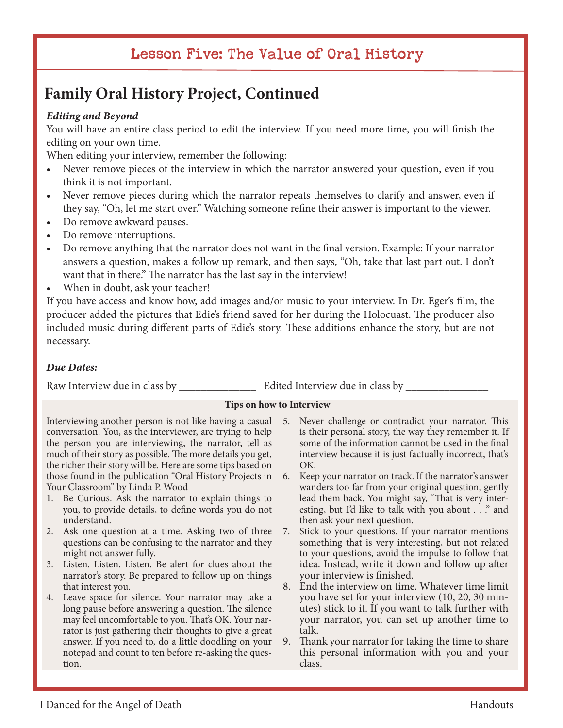# Lesson Five: The Value of Oral History

## Family Oral History Project, Continued

***Editing and Beyond***

You will have an entire class period to edit the interview. If you need more time, you will finish the editing on your own time.

When editing your interview, remember the following:

- Never remove pieces of the interview in which the narrator answered your question, even if you think it is not important.
- Never remove pieces during which the narrator repeats themselves to clarify and answer, even if they say, "Oh, let me start over." Watching someone refine their answer is important to the viewer.
- Do remove awkward pauses.
- Do remove interruptions.
- Do remove anything that the narrator does not want in the final version. Example: If your narrator answers a question, makes a follow up remark, and then says, "Oh, take that last part out. I don't want that in there." The narrator has the last say in the interview!
- When in doubt, ask your teacher!

If you have access and know how, add images and/or music to your interview. In Dr. Eger's film, the producer added the pictures that Edie's friend saved for her during the Holocuast. The producer also included music during different parts of Edie's story. These additions enhance the story, but are not necessary.

***Due Dates:***

Raw Interview due in class by ______________ Edited Interview due in class by _______________

**Tips on how to Interview**

Interviewing another person is not like having a casual conversation. You, as the interviewer, are trying to help the person you are interviewing, the narrator, tell as much of their story as possible. The more details you get, the richer their story will be. Here are some tips based on those found in the publication "Oral History Projects in Your Classroom" by Linda P. Wood

1. Be Curious. Ask the narrator to explain things to you, to provide details, to define words you do not understand.
2. Ask one question at a time. Asking two of three questions can be confusing to the narrator and they might not answer fully.
3. Listen. Listen. Listen. Be alert for clues about the narrator's story. Be prepared to follow up on things that interest you.
4. Leave space for silence. Your narrator may take a long pause before answering a question. The silence may feel uncomfortable to you. That's OK. Your narrator is just gathering their thoughts to give a great answer. If you need to, do a little doodling on your notepad and count to ten before re-asking the question.
5. Never challenge or contradict your narrator. This is their personal story, the way they remember it. If some of the information cannot be used in the final interview because it is just factually incorrect, that's OK.
6. Keep your narrator on track. If the narrator's answer wanders too far from your original question, gently lead them back. You might say, "That is very interesting, but I'd like to talk with you about . . ." and then ask your next question.
7. Stick to your questions. If your narrator mentions something that is very interesting, but not related to your questions, avoid the impulse to follow that idea. Instead, write it down and follow up after your interview is finished.
8. End the interview on time. Whatever time limit you have set for your interview (10, 20, 30 minutes) stick to it. If you want to talk further with your narrator, you can set up another time to talk.
9. Thank your narrator for taking the time to share this personal information with you and your class.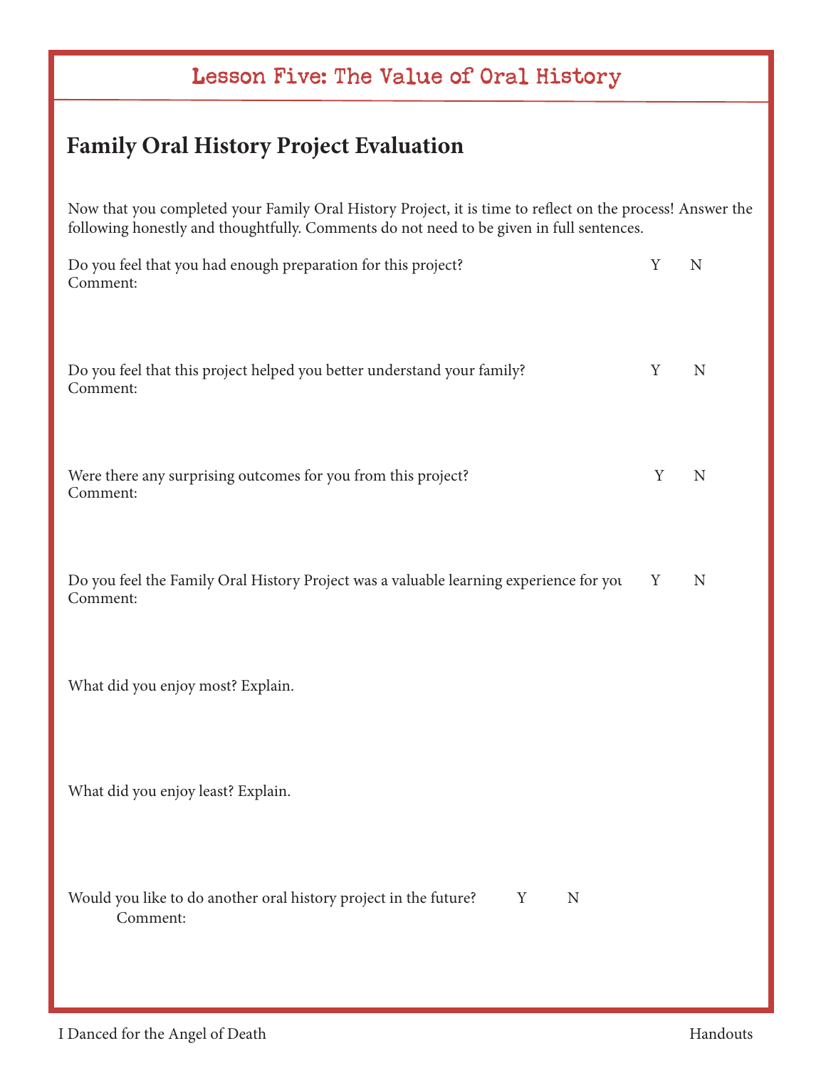## Lesson Five: The Value of Oral History

# Family Oral History Project Evaluation

Now that you completed your Family Oral History Project, it is time to reflect on the process! Answer the following honestly and thoughtfully. Comments do not need to be given in full sentences.

Do you feel that you had enough preparation for this project? Y N
Comment:

Do you feel that this project helped you better understand your family? Y N
Comment:

Were there any surprising outcomes for you from this project? Y N
Comment:

Do you feel the Family Oral History Project was a valuable learning experience for you Y N
Comment:

What did you enjoy most? Explain.

What did you enjoy least? Explain.

Would you like to do another oral history project in the future? Y N
Comment: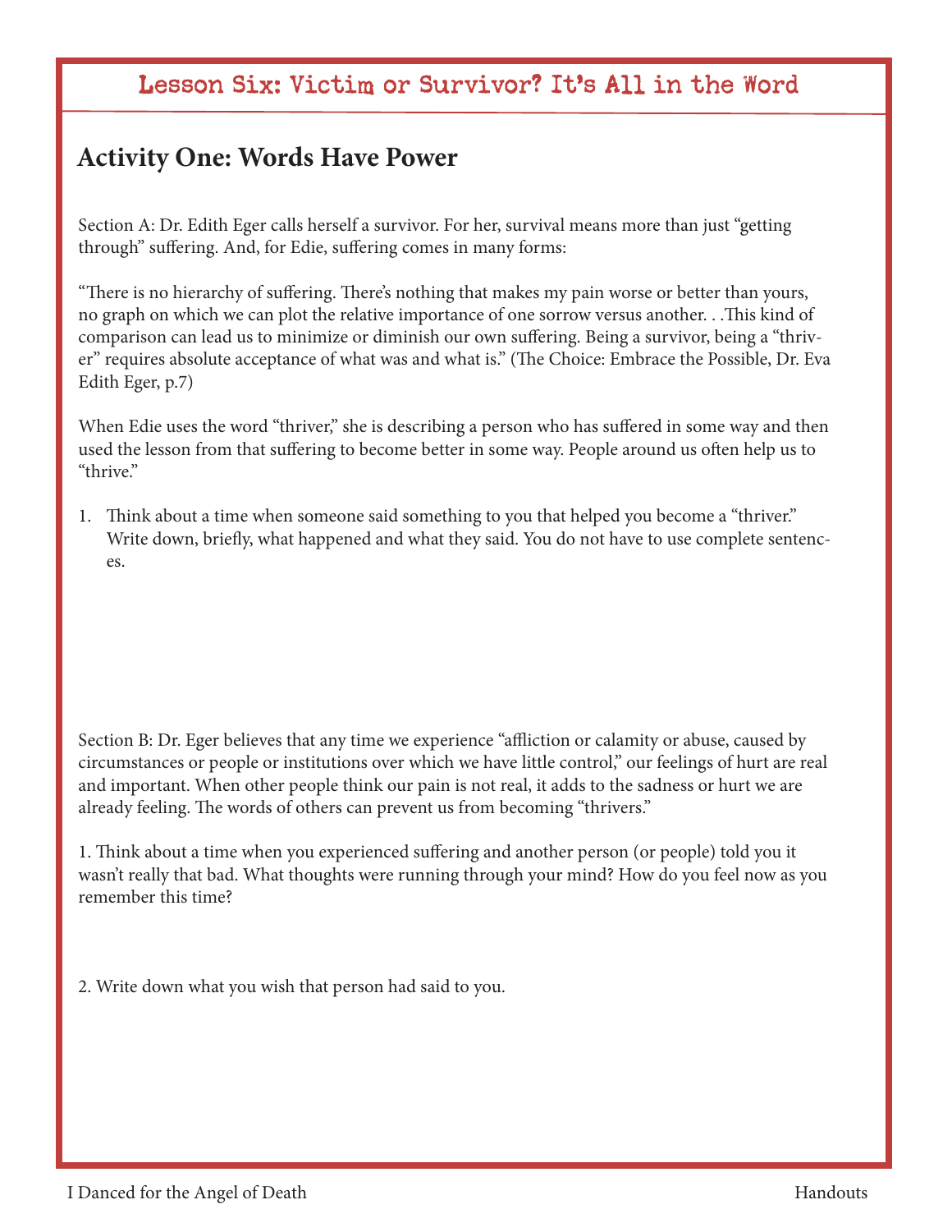## Lesson Six: Victim or Survivor? It's All in the Word

### Activity One: Words Have Power

Section A: Dr. Edith Eger calls herself a survivor. For her, survival means more than just "getting through" suffering. And, for Edie, suffering comes in many forms:

"There is no hierarchy of suffering. There's nothing that makes my pain worse or better than yours, no graph on which we can plot the relative importance of one sorrow versus another. . .This kind of comparison can lead us to minimize or diminish our own suffering. Being a survivor, being a "thriver" requires absolute acceptance of what was and what is." (The Choice: Embrace the Possible, Dr. Eva Edith Eger, p.7)

When Edie uses the word "thriver," she is describing a person who has suffered in some way and then used the lesson from that suffering to become better in some way. People around us often help us to "thrive."

1. Think about a time when someone said something to you that helped you become a "thriver." Write down, briefly, what happened and what they said. You do not have to use complete sentences.

Section B: Dr. Eger believes that any time we experience "affliction or calamity or abuse, caused by circumstances or people or institutions over which we have little control," our feelings of hurt are real and important. When other people think our pain is not real, it adds to the sadness or hurt we are already feeling. The words of others can prevent us from becoming "thrivers."

1. Think about a time when you experienced suffering and another person (or people) told you it wasn't really that bad. What thoughts were running through your mind? How do you feel now as you remember this time?

2. Write down what you wish that person had said to you.